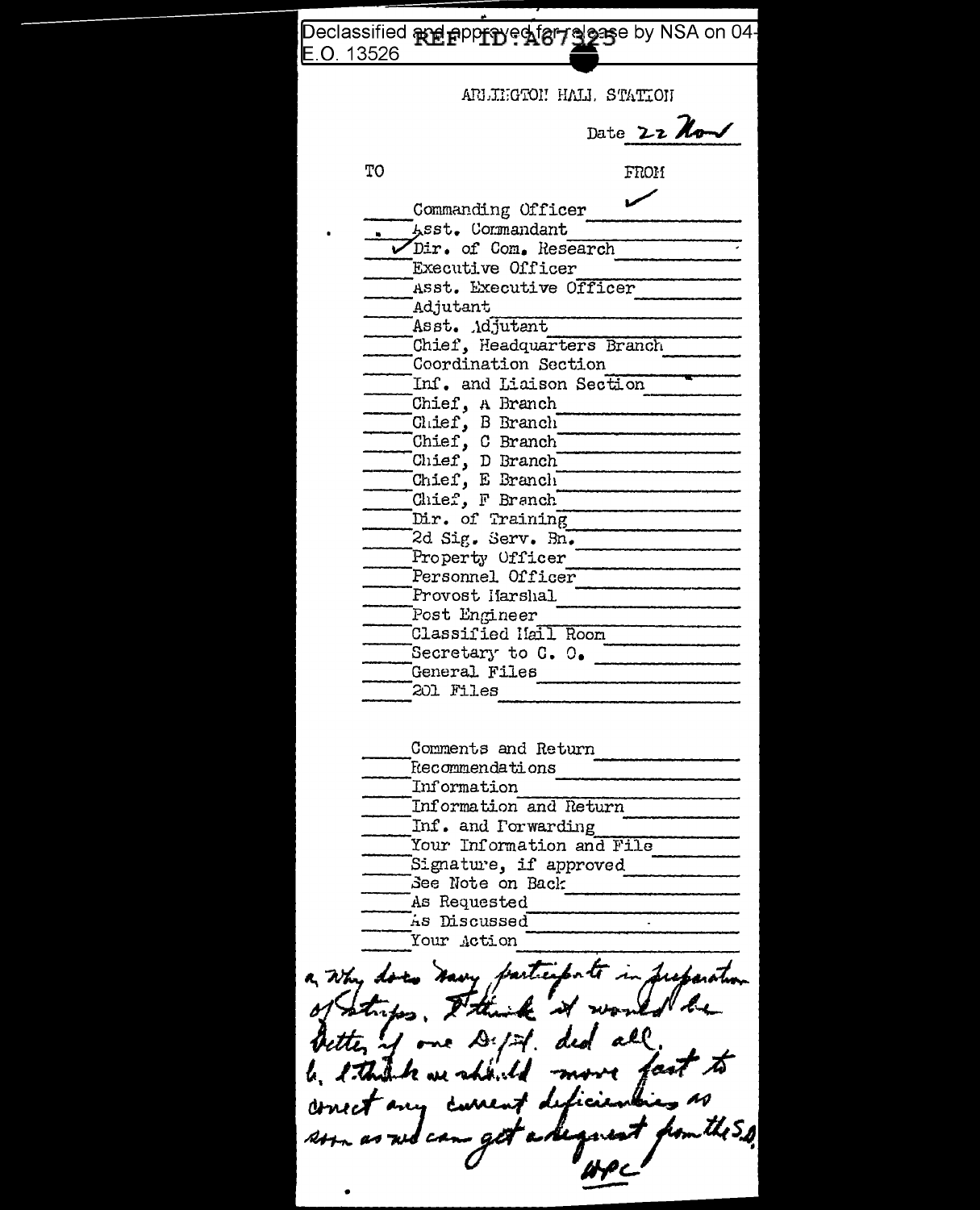Declassified and approved for release by NSA on 04-
E.O. 13526

REF ID:A67325

ARLINGTON HALL STATION

Date 22 Nov

| TO | | FROM |
|---|---|---|
| | Commanding Officer | ✓ |
| | Asst. Commandant | |
| ✓ | Dir. of Com. Research | |
| | Executive Officer | |
| | Asst. Executive Officer | |
| | Adjutant | |
| | Asst. Adjutant | |
| | Chief, Headquarters Branch | |
| | Coordination Section | |
| | Inf. and Liaison Section | |
| | Chief, A Branch | |
| | Chief, B Branch | |
| | Chief, C Branch | |
| | Chief, D Branch | |
| | Chief, E Branch | |
| | Chief, F Branch | |
| | Dir. of Training | |
| | 2d Sig. Serv. Bn. | |
| | Property Officer | |
| | Personnel Officer | |
| | Provost Marshal | |
| | Post Engineer | |
| | Classified Mail Room | |
| | Secretary to C. O. | |
| | General Files | |
| | 201 Files | |

| | | |
|---|---|---|
| | Comments and Return | |
| | Recommendations | |
| | Information | |
| | Information and Return | |
| | Inf. and Forwarding | |
| | Your Information and File | |
| | Signature, if approved | |
| | See Note on Back | |
| | As Requested | |
| | As Discussed | |
| | Your Action | |

a. Why does Navy participate in preparation of strips. I think it would be better if one D/A. did all.
b. I think we should move fast to correct any current deficiencies as soon as we can get a request from the S.O.

WPC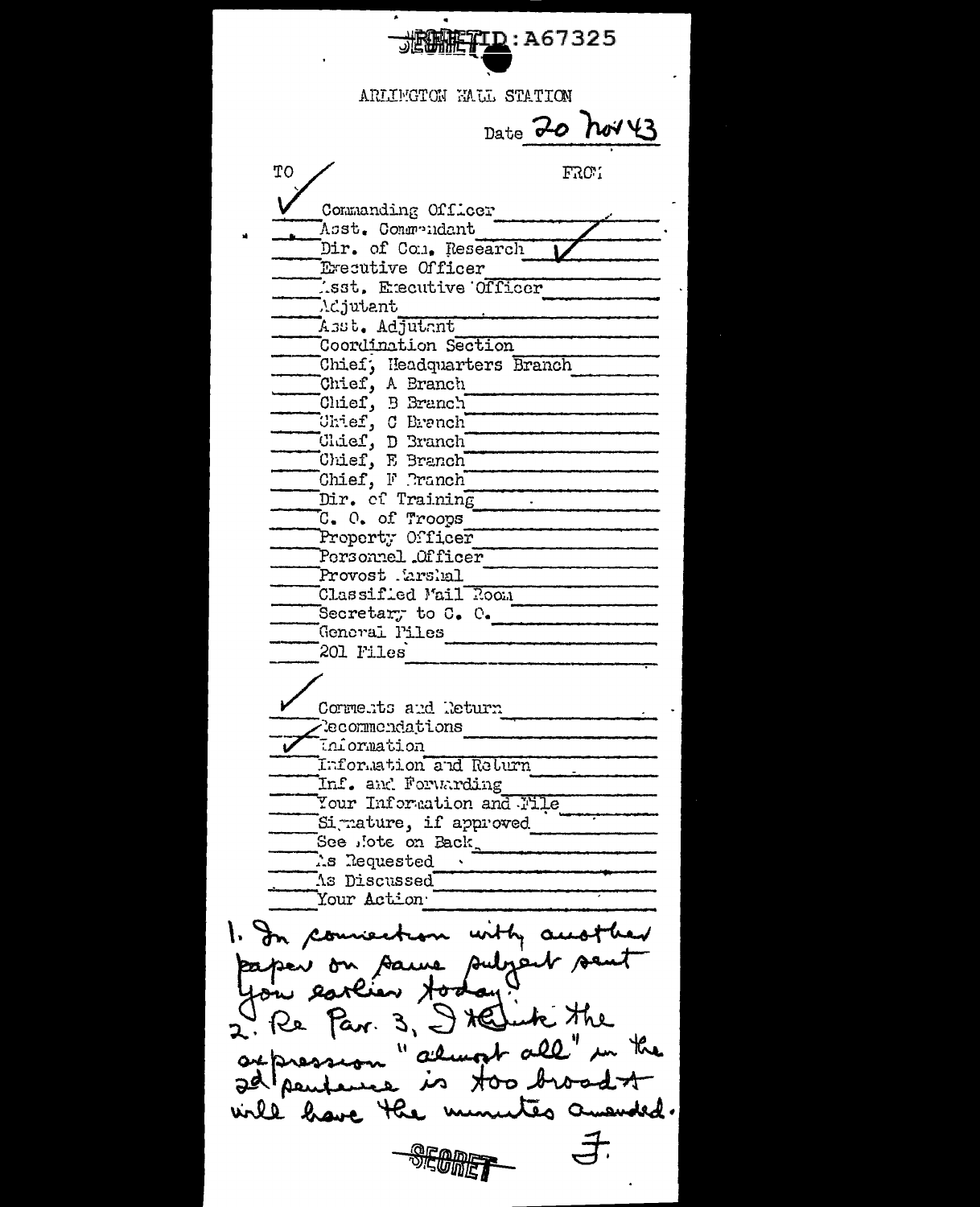SECRET REF ID:A67325

ARLINGTON HALL STATION

Date 20 Nov 43

| TO | | FROM |
|---|---|---|
| ✓ | Commanding Officer | |
| | Asst. Commandant | |
| | Dir. of Com. Research | ✓ |
| | Executive Officer | |
| | Asst. Executive Officer | |
| | Adjutant | |
| | Asst. Adjutant | |
| | Coordination Section | |
| | Chief, Headquarters Branch | |
| | Chief, A Branch | |
| | Chief, B Branch | |
| | Chief, C Branch | |
| | Chief, D Branch | |
| | Chief, E Branch | |
| | Chief, F Branch | |
| | Dir. of Training | |
| | C. O. of Troops | |
| | Property Officer | |
| | Personnel Officer | |
| | Provost Marshal | |
| | Classified Mail Room | |
| | Secretary to C. O. | |
| | General Files | |
| | 201 Files | |

| | |
|---|---|
| ✓ | Comments and Return |
| ✓ | Recommendations |
| ✓ | Information |
| | Information and Return |
| | Inf. and Forwarding |
| | Your Information and File |
| | Signature, if approved |
| | See Note on Back |
| | As Requested |
| | As Discussed |
| | Your Action |

1. In connection with another paper on same subject sent you earlier today.
2. Re Par. 3, I think the expression "almost all" in the 2d sentence is too broad & will have the minutes amended.

F.

SECRET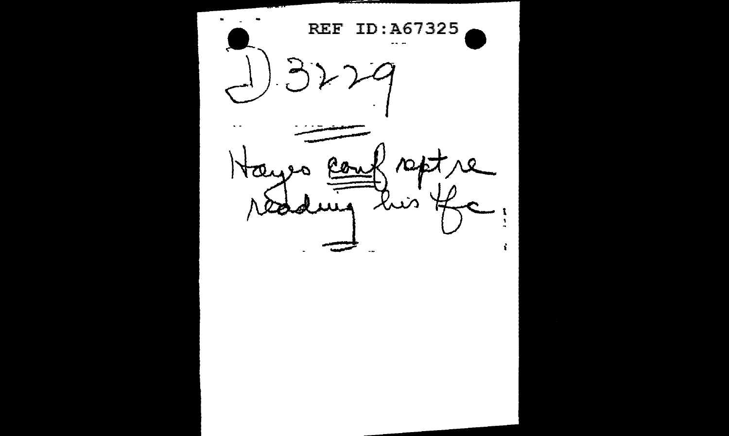REF ID:A67325

D 3229

Hayes conf rept re
reading his tfc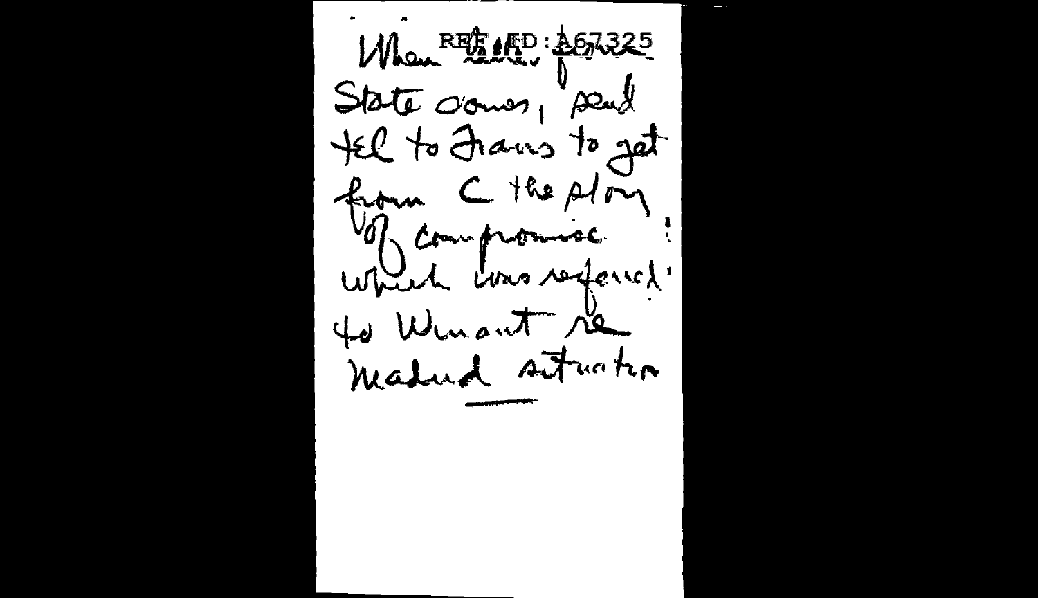REF ID:A67325

When ~~cable~~ [?] State comes, send tel to Francis to get from C the story of compromise which was referred to Winant re Madrid situation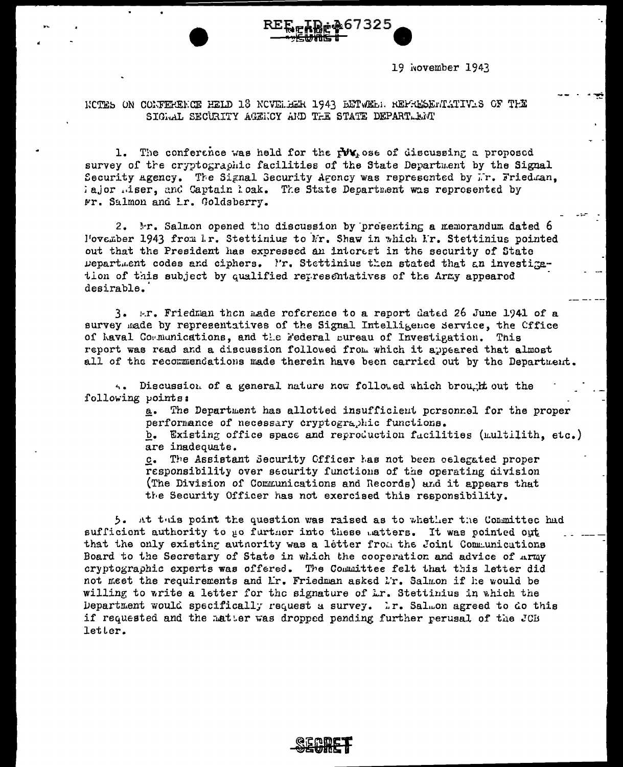REF ID:A67325

SECRET

19 November 1943

NOTES ON CONFERENCE HELD 18 NOVEMBER 1943 BETWEEN REPRESENTATIVES OF THE SIGNAL SECURITY AGENCY AND THE STATE DEPARTMENT

1. The conference was held for the purpose of discussing a proposed survey of the cryptographic facilities of the State Department by the Signal Security Agency. The Signal Security Agency was represented by Mr. Friedman, Major Kiser, and Captain Roak. The State Department was represented by Mr. Salmon and Mr. Goldsberry.

2. Mr. Salmon opened the discussion by presenting a memorandum dated 6 November 1943 from Mr. Stettinius to Mr. Shaw in which Mr. Stettinius pointed out that the President has expressed an interest in the security of State Department codes and ciphers. Mr. Stettinius then stated that an investigation of this subject by qualified representatives of the Army appeared desirable.

3. Mr. Friedman then made reference to a report dated 26 June 1941 of a survey made by representatives of the Signal Intelligence Service, the Office of Naval Communications, and the Federal Bureau of Investigation. This report was read and a discussion followed from which it appeared that almost all of the recommendations made therein have been carried out by the Department.

4. Discussion of a general nature now followed which brought out the following points:

   a. The Department has allotted insufficient personnel for the proper performance of necessary cryptographic functions.
   b. Existing office space and reproduction facilities (multilith, etc.) are inadequate.
   c. The Assistant Security Officer has not been delegated proper responsibility over security functions of the operating division (The Division of Communications and Records) and it appears that the Security Officer has not exercised this responsibility.

5. At this point the question was raised as to whether the Committee had sufficient authority to go further into these matters. It was pointed out that the only existing authority was a letter from the Joint Communications Board to the Secretary of State in which the cooperation and advice of Army cryptographic experts was offered. The Committee felt that this letter did not meet the requirements and Mr. Friedman asked Mr. Salmon if he would be willing to write a letter for the signature of Mr. Stettinius in which the Department would specifically request a survey. Mr. Salmon agreed to do this if requested and the matter was dropped pending further perusal of the JCB letter.

SECRET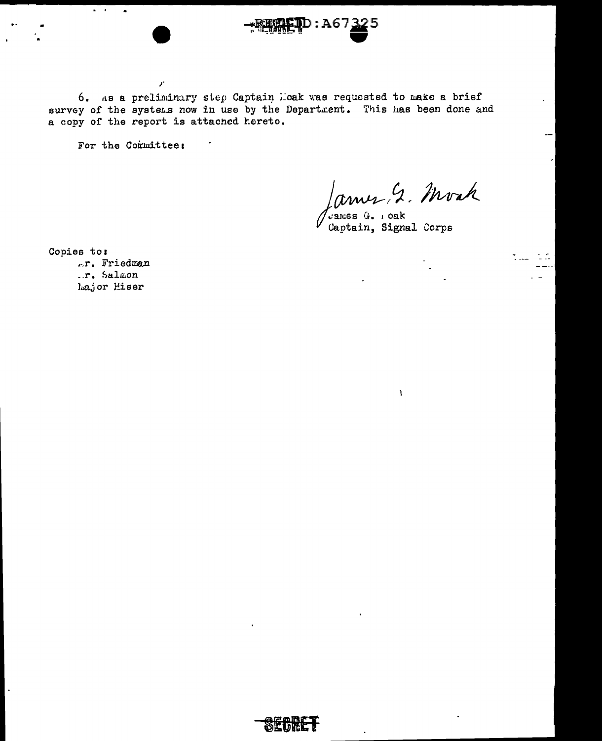6. As a preliminary step Captain Moak was requested to make a brief survey of the systems now in use by the Department. This has been done and a copy of the report is attached hereto.

For the Committee:

James G. Moak
Captain, Signal Corps

Copies to:
- Mr. Friedman
- Mr. Salmon
- Major Hiser